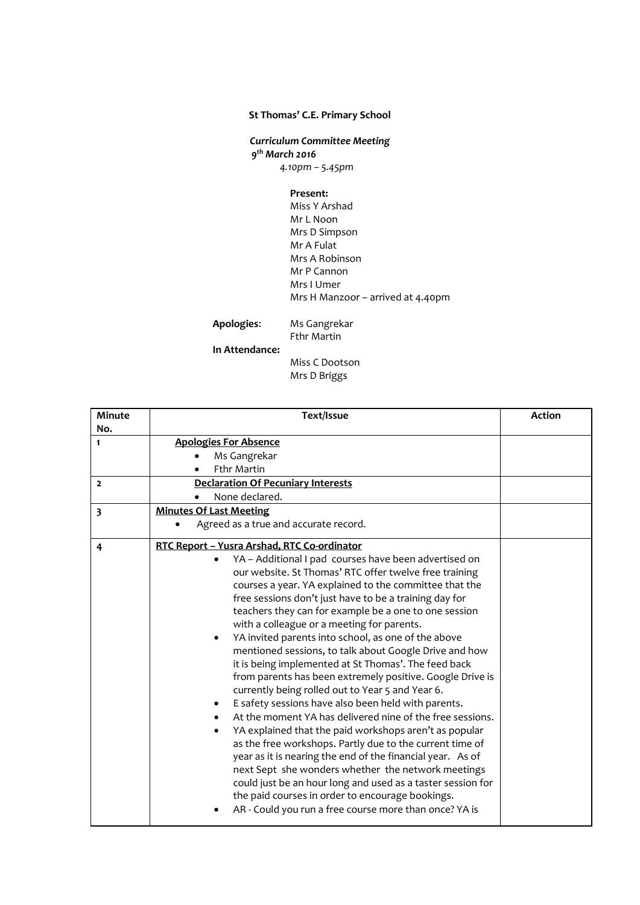**St Thomas' C.E. Primary School**

***Curriculum Committee Meeting***
***9th March 2016***
*4.10pm – 5.45pm*

**Present:**
Miss Y Arshad
Mr L Noon
Mrs D Simpson
Mr A Fulat
Mrs A Robinson
Mr P Cannon
Mrs I Umer
Mrs H Manzoor – arrived at 4.40pm

**Apologies**: Ms Gangrekar
Fthr Martin

**In Attendance:**
Miss C Dootson
Mrs D Briggs

| Minute No. | Text/Issue | Action |
|---|---|---|
| 1 | **Apologies For Absence**<br>• Ms Gangrekar<br>• Fthr Martin | |
| 2 | **Declaration Of Pecuniary Interests**<br>• None declared. | |
| 3 | **Minutes Of Last Meeting**<br>• Agreed as a true and accurate record. | |
| 4 | **RTC Report – Yusra Arshad, RTC Co-ordinator**<br>• YA – Additional I pad courses have been advertised on our website. St Thomas' RTC offer twelve free training courses a year. YA explained to the committee that the free sessions don't just have to be a training day for teachers they can for example be a one to one session with a colleague or a meeting for parents.<br>• YA invited parents into school, as one of the above mentioned sessions, to talk about Google Drive and how it is being implemented at St Thomas'. The feed back from parents has been extremely positive. Google Drive is currently being rolled out to Year 5 and Year 6.<br>• E safety sessions have also been held with parents.<br>• At the moment YA has delivered nine of the free sessions.<br>• YA explained that the paid workshops aren't as popular as the free workshops. Partly due to the current time of year as it is nearing the end of the financial year. As of next Sept she wonders whether the network meetings could just be an hour long and used as a taster session for the paid courses in order to encourage bookings.<br>• AR - Could you run a free course more than once? YA is | |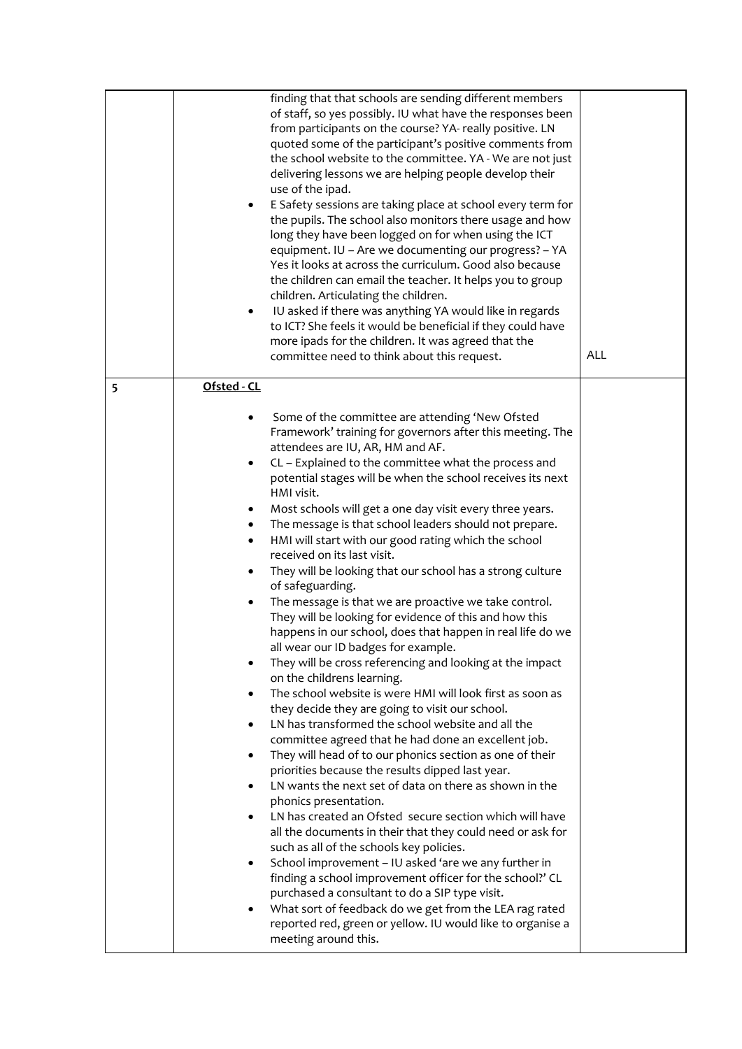| | | | |
|---|---|---|---|
| | | finding that that schools are sending different members of staff, so yes possibly. IU what have the responses been from participants on the course? YA- really positive. LN quoted some of the participant's positive comments from the school website to the committee. YA - We are not just delivering lessons we are helping people develop their use of the ipad.<br>• E Safety sessions are taking place at school every term for the pupils. The school also monitors there usage and how long they have been logged on for when using the ICT equipment. IU – Are we documenting our progress? – YA Yes it looks at across the curriculum. Good also because the children can email the teacher. It helps you to group children. Articulating the children.<br>• IU asked if there was anything YA would like in regards to ICT? She feels it would be beneficial if they could have more ipads for the children. It was agreed that the committee need to think about this request. | ALL |
| 5 | **Ofsted - CL** | • Some of the committee are attending 'New Ofsted Framework' training for governors after this meeting. The attendees are IU, AR, HM and AF.<br>• CL – Explained to the committee what the process and potential stages will be when the school receives its next HMI visit.<br>• Most schools will get a one day visit every three years.<br>• The message is that school leaders should not prepare.<br>• HMI will start with our good rating which the school received on its last visit.<br>• They will be looking that our school has a strong culture of safeguarding.<br>• The message is that we are proactive we take control. They will be looking for evidence of this and how this happens in our school, does that happen in real life do we all wear our ID badges for example.<br>• They will be cross referencing and looking at the impact on the childrens learning.<br>• The school website is were HMI will look first as soon as they decide they are going to visit our school.<br>• LN has transformed the school website and all the committee agreed that he had done an excellent job.<br>• They will head of to our phonics section as one of their priorities because the results dipped last year.<br>• LN wants the next set of data on there as shown in the phonics presentation.<br>• LN has created an Ofsted secure section which will have all the documents in their that they could need or ask for such as all of the schools key policies.<br>• School improvement – IU asked 'are we any further in finding a school improvement officer for the school?' CL purchased a consultant to do a SIP type visit.<br>• What sort of feedback do we get from the LEA rag rated reported red, green or yellow. IU would like to organise a meeting around this. | |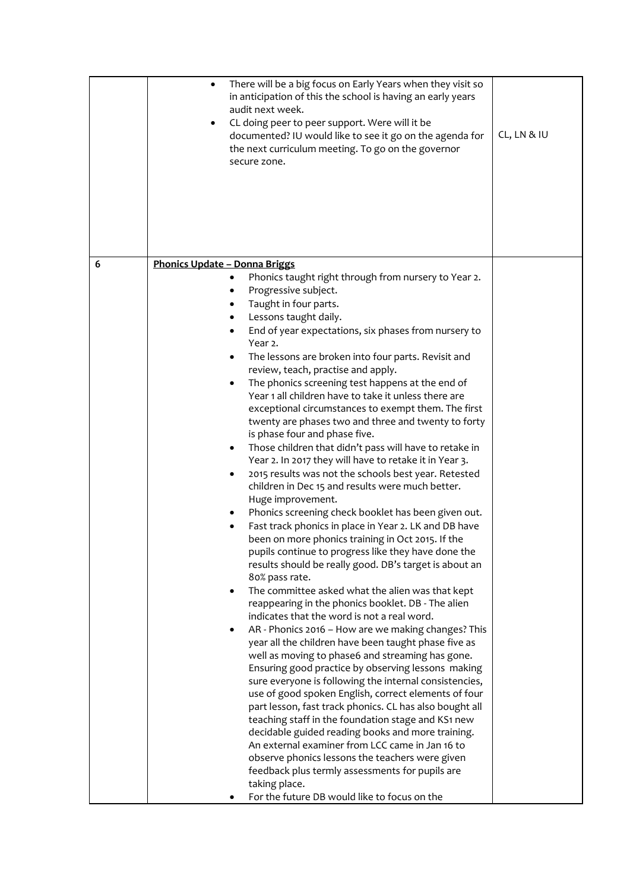| | | |
|---|---|---|
| | <ul><li>There will be a big focus on Early Years when they visit so in anticipation of this the school is having an early years audit next week.</li><li>CL doing peer to peer support. Were will it be documented? IU would like to see it go on the agenda for the next curriculum meeting. To go on the governor secure zone.</li></ul> | CL, LN & IU |
| 6 | **Phonics Update – Donna Briggs**<ul><li>Phonics taught right through from nursery to Year 2.</li><li>Progressive subject.</li><li>Taught in four parts.</li><li>Lessons taught daily.</li><li>End of year expectations, six phases from nursery to Year 2.</li><li>The lessons are broken into four parts. Revisit and review, teach, practise and apply.</li><li>The phonics screening test happens at the end of Year 1 all children have to take it unless there are exceptional circumstances to exempt them. The first twenty are phases two and three and twenty to forty is phase four and phase five.</li><li>Those children that didn't pass will have to retake in Year 2. In 2017 they will have to retake it in Year 3.</li><li>2015 results was not the schools best year. Retested children in Dec 15 and results were much better. Huge improvement.</li><li>Phonics screening check booklet has been given out.</li><li>Fast track phonics in place in Year 2. LK and DB have been on more phonics training in Oct 2015. If the pupils continue to progress like they have done the results should be really good. DB's target is about an 80% pass rate.</li><li>The committee asked what the alien was that kept reappearing in the phonics booklet. DB - The alien indicates that the word is not a real word.</li><li>AR - Phonics 2016 – How are we making changes? This year all the children have been taught phase five as well as moving to phase6 and streaming has gone. Ensuring good practice by observing lessons making sure everyone is following the internal consistencies, use of good spoken English, correct elements of four part lesson, fast track phonics. CL has also bought all teaching staff in the foundation stage and KS1 new decidable guided reading books and more training. An external examiner from LCC came in Jan 16 to observe phonics lessons the teachers were given feedback plus termly assessments for pupils are taking place.</li><li>For the future DB would like to focus on the</li></ul> | |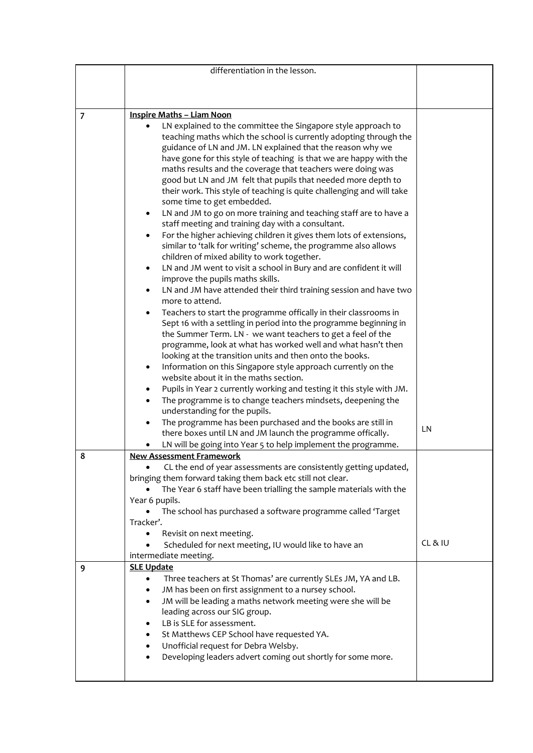| | | |
|---|---|---|
| | differentiation in the lesson. | |
| 7 | **Inspire Maths – Liam Noon**<br>• LN explained to the committee the Singapore style approach to teaching maths which the school is currently adopting through the guidance of LN and JM. LN explained that the reason why we have gone for this style of teaching is that we are happy with the maths results and the coverage that teachers were doing was good but LN and JM felt that pupils that needed more depth to their work. This style of teaching is quite challenging and will take some time to get embedded.<br>• LN and JM to go on more training and teaching staff are to have a staff meeting and training day with a consultant.<br>• For the higher achieving children it gives them lots of extensions, similar to 'talk for writing' scheme, the programme also allows children of mixed ability to work together.<br>• LN and JM went to visit a school in Bury and are confident it will improve the pupils maths skills.<br>• LN and JM have attended their third training session and have two more to attend.<br>• Teachers to start the programme offically in their classrooms in Sept 16 with a settling in period into the programme beginning in the Summer Term. LN - we want teachers to get a feel of the programme, look at what has worked well and what hasn't then looking at the transition units and then onto the books.<br>• Information on this Singapore style approach currently on the website about it in the maths section.<br>• Pupils in Year 2 currently working and testing it this style with JM.<br>• The programme is to change teachers mindsets, deepening the understanding for the pupils.<br>• The programme has been purchased and the books are still in there boxes until LN and JM launch the programme offically.<br>• LN will be going into Year 5 to help implement the programme. | LN |
| 8 | **New Assessment Framework**<br>• CL the end of year assessments are consistently getting updated, bringing them forward taking them back etc still not clear.<br>• The Year 6 staff have been trialling the sample materials with the Year 6 pupils.<br>• The school has purchased a software programme called 'Target Tracker'.<br>• Revisit on next meeting.<br>• Scheduled for next meeting, IU would like to have an intermediate meeting. | CL & IU |
| 9 | **SLE Update**<br>• Three teachers at St Thomas' are currently SLEs JM, YA and LB.<br>• JM has been on first assignment to a nursey school.<br>• JM will be leading a maths network meeting were she will be leading across our SIG group.<br>• LB is SLE for assessment.<br>• St Matthews CEP School have requested YA.<br>• Unofficial request for Debra Welsby.<br>• Developing leaders advert coming out shortly for some more. | |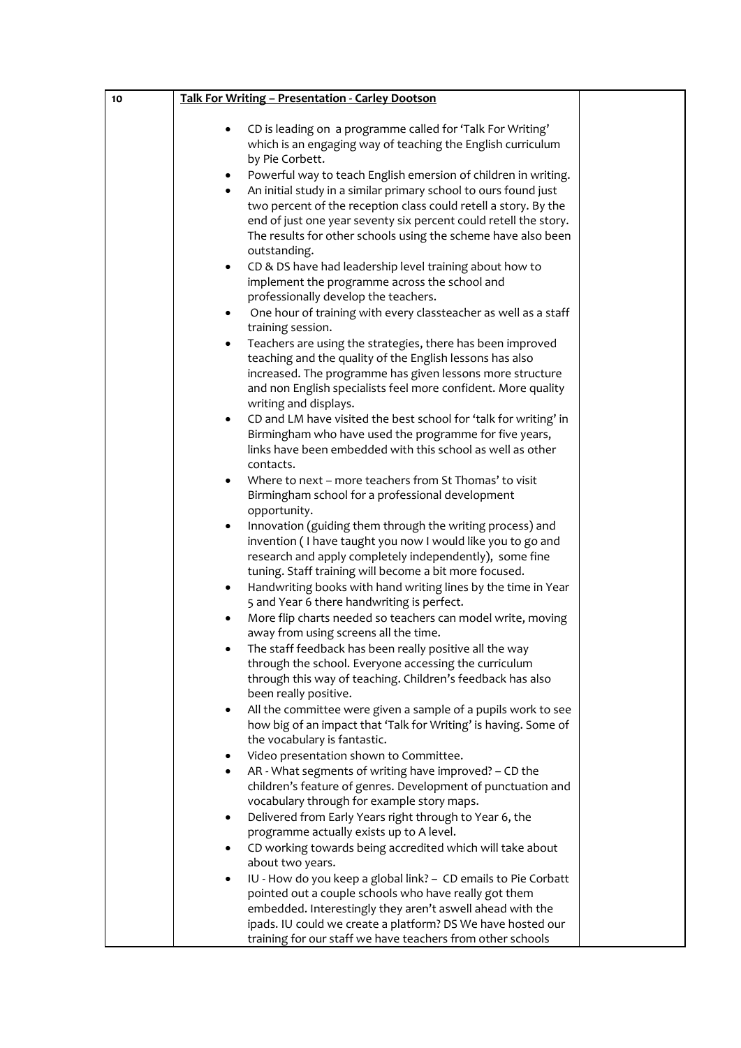| 10 | **Talk For Writing – Presentation - Carley Dootson** | |
|---|---|---|
| | • CD is leading on a programme called for 'Talk For Writing' which is an engaging way of teaching the English curriculum by Pie Corbett.<br>• Powerful way to teach English emersion of children in writing.<br>• An initial study in a similar primary school to ours found just two percent of the reception class could retell a story. By the end of just one year seventy six percent could retell the story. The results for other schools using the scheme have also been outstanding.<br>• CD & DS have had leadership level training about how to implement the programme across the school and professionally develop the teachers.<br>• One hour of training with every classteacher as well as a staff training session.<br>• Teachers are using the strategies, there has been improved teaching and the quality of the English lessons has also increased. The programme has given lessons more structure and non English specialists feel more confident. More quality writing and displays.<br>• CD and LM have visited the best school for 'talk for writing' in Birmingham who have used the programme for five years, links have been embedded with this school as well as other contacts.<br>• Where to next – more teachers from St Thomas' to visit Birmingham school for a professional development opportunity.<br>• Innovation (guiding them through the writing process) and invention ( I have taught you now I would like you to go and research and apply completely independently), some fine tuning. Staff training will become a bit more focused.<br>• Handwriting books with hand writing lines by the time in Year 5 and Year 6 there handwriting is perfect.<br>• More flip charts needed so teachers can model write, moving away from using screens all the time.<br>• The staff feedback has been really positive all the way through the school. Everyone accessing the curriculum through this way of teaching. Children's feedback has also been really positive.<br>• All the committee were given a sample of a pupils work to see how big of an impact that 'Talk for Writing' is having. Some of the vocabulary is fantastic.<br>• Video presentation shown to Committee.<br>• AR - What segments of writing have improved? – CD the children's feature of genres. Development of punctuation and vocabulary through for example story maps.<br>• Delivered from Early Years right through to Year 6, the programme actually exists up to A level.<br>• CD working towards being accredited which will take about about two years.<br>• IU - How do you keep a global link? – CD emails to Pie Corbatt pointed out a couple schools who have really got them embedded. Interestingly they aren't aswell ahead with the ipads. IU could we create a platform? DS We have hosted our training for our staff we have teachers from other schools | |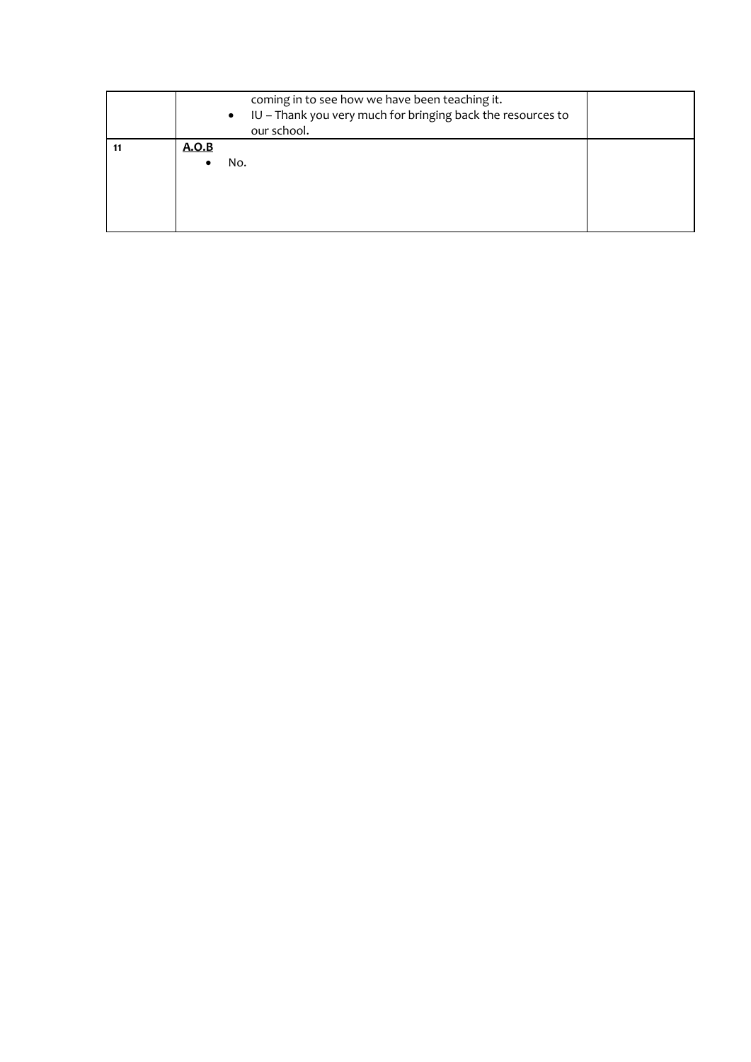| | | |
|---|---|---|
| | coming in to see how we have been teaching it.<br>• IU – Thank you very much for bringing back the resources to our school. | |
| 11 | **A.O.B**<br>• No. | |